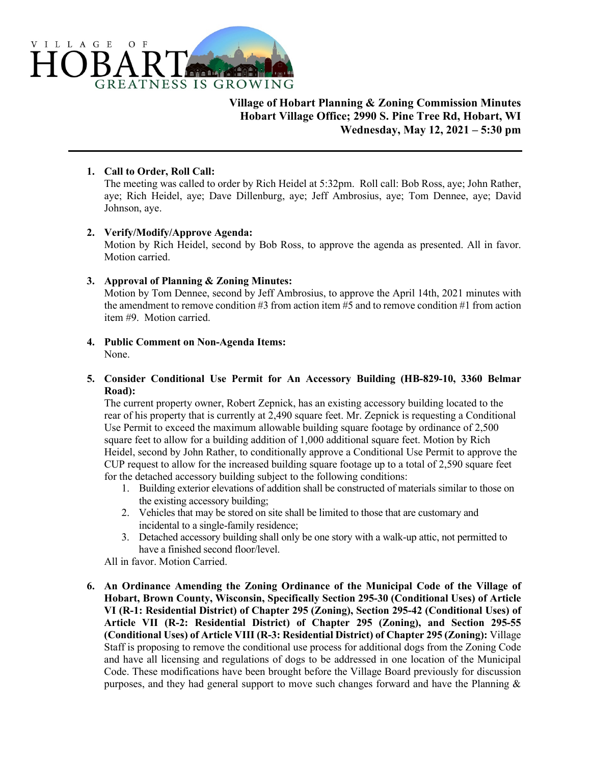VILLAGE OF HOBART

GREATNESS IS GROWING

**Village of Hobart Planning & Zoning Commission Minutes**
**Hobart Village Office; 2990 S. Pine Tree Rd, Hobart, WI**
**Wednesday, May 12, 2021 – 5:30 pm**

---

1. **Call to Order, Roll Call:**
   The meeting was called to order by Rich Heidel at 5:32pm. Roll call: Bob Ross, aye; John Rather, aye; Rich Heidel, aye; Dave Dillenburg, aye; Jeff Ambrosius, aye; Tom Dennee, aye; David Johnson, aye.

2. **Verify/Modify/Approve Agenda:**
   Motion by Rich Heidel, second by Bob Ross, to approve the agenda as presented. All in favor. Motion carried.

3. **Approval of Planning & Zoning Minutes:**
   Motion by Tom Dennee, second by Jeff Ambrosius, to approve the April 14th, 2021 minutes with the amendment to remove condition #3 from action item #5 and to remove condition #1 from action item #9. Motion carried.

4. **Public Comment on Non-Agenda Items:**
   None.

5. **Consider Conditional Use Permit for An Accessory Building (HB-829-10, 3360 Belmar Road):**
   The current property owner, Robert Zepnick, has an existing accessory building located to the rear of his property that is currently at 2,490 square feet. Mr. Zepnick is requesting a Conditional Use Permit to exceed the maximum allowable building square footage by ordinance of 2,500 square feet to allow for a building addition of 1,000 additional square feet. Motion by Rich Heidel, second by John Rather, to conditionally approve a Conditional Use Permit to approve the CUP request to allow for the increased building square footage up to a total of 2,590 square feet for the detached accessory building subject to the following conditions:
   1. Building exterior elevations of addition shall be constructed of materials similar to those on the existing accessory building;
   2. Vehicles that may be stored on site shall be limited to those that are customary and incidental to a single-family residence;
   3. Detached accessory building shall only be one story with a walk-up attic, not permitted to have a finished second floor/level.

   All in favor. Motion Carried.

6. **An Ordinance Amending the Zoning Ordinance of the Municipal Code of the Village of Hobart, Brown County, Wisconsin, Specifically Section 295-30 (Conditional Uses) of Article VI (R-1: Residential District) of Chapter 295 (Zoning), Section 295-42 (Conditional Uses) of Article VII (R-2: Residential District) of Chapter 295 (Zoning), and Section 295-55 (Conditional Uses) of Article VIII (R-3: Residential District) of Chapter 295 (Zoning):** Village Staff is proposing to remove the conditional use process for additional dogs from the Zoning Code and have all licensing and regulations of dogs to be addressed in one location of the Municipal Code. These modifications have been brought before the Village Board previously for discussion purposes, and they had general support to move such changes forward and have the Planning &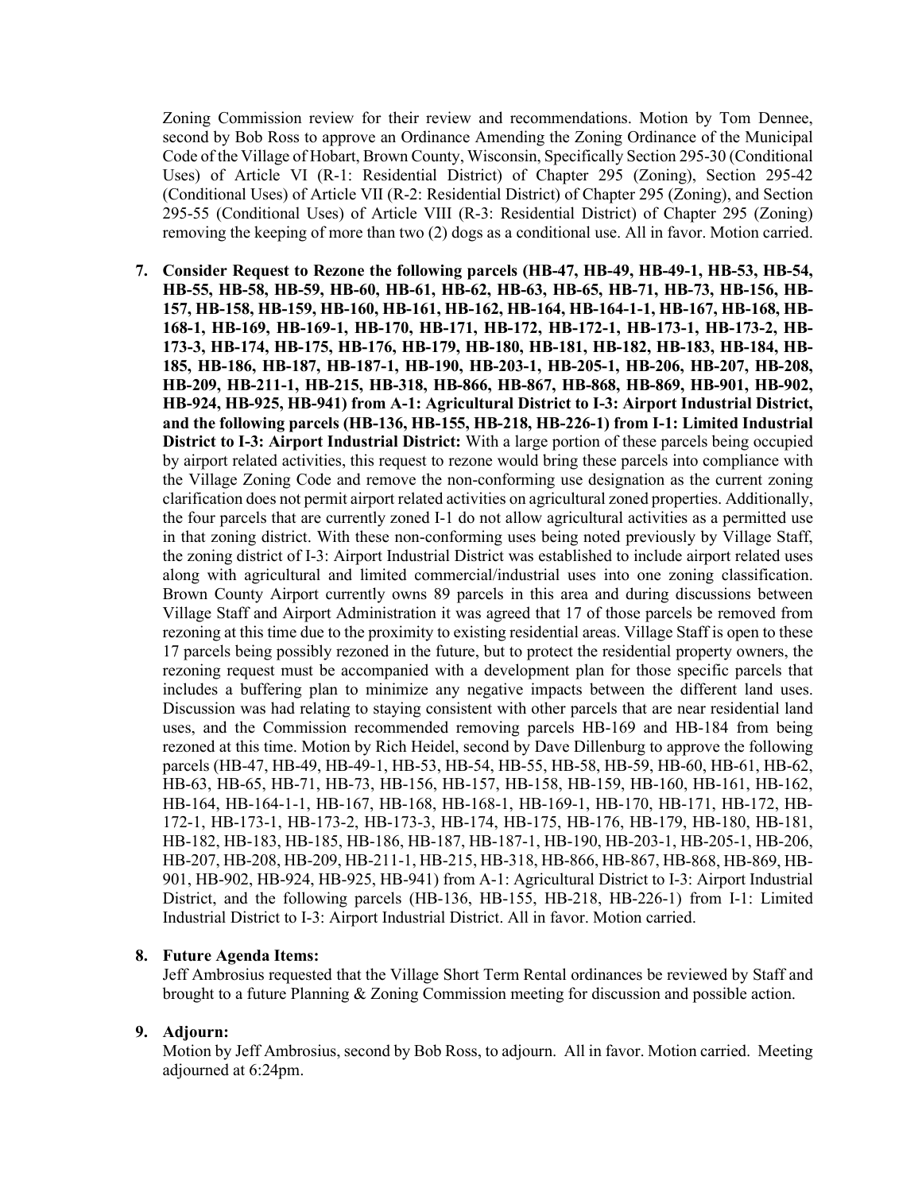Zoning Commission review for their review and recommendations. Motion by Tom Dennee, second by Bob Ross to approve an Ordinance Amending the Zoning Ordinance of the Municipal Code of the Village of Hobart, Brown County, Wisconsin, Specifically Section 295-30 (Conditional Uses) of Article VI (R-1: Residential District) of Chapter 295 (Zoning), Section 295-42 (Conditional Uses) of Article VII (R-2: Residential District) of Chapter 295 (Zoning), and Section 295-55 (Conditional Uses) of Article VIII (R-3: Residential District) of Chapter 295 (Zoning) removing the keeping of more than two (2) dogs as a conditional use. All in favor. Motion carried.

7. **Consider Request to Rezone the following parcels (HB-47, HB-49, HB-49-1, HB-53, HB-54, HB-55, HB-58, HB-59, HB-60, HB-61, HB-62, HB-63, HB-65, HB-71, HB-73, HB-156, HB-157, HB-158, HB-159, HB-160, HB-161, HB-162, HB-164, HB-164-1-1, HB-167, HB-168, HB-168-1, HB-169, HB-169-1, HB-170, HB-171, HB-172, HB-172-1, HB-173-1, HB-173-2, HB-173-3, HB-174, HB-175, HB-176, HB-179, HB-180, HB-181, HB-182, HB-183, HB-184, HB-185, HB-186, HB-187, HB-187-1, HB-190, HB-203-1, HB-205-1, HB-206, HB-207, HB-208, HB-209, HB-211-1, HB-215, HB-318, HB-866, HB-867, HB-868, HB-869, HB-901, HB-902, HB-924, HB-925, HB-941) from A-1: Agricultural District to I-3: Airport Industrial District, and the following parcels (HB-136, HB-155, HB-218, HB-226-1) from I-1: Limited Industrial District to I-3: Airport Industrial District:** With a large portion of these parcels being occupied by airport related activities, this request to rezone would bring these parcels into compliance with the Village Zoning Code and remove the non-conforming use designation as the current zoning clarification does not permit airport related activities on agricultural zoned properties. Additionally, the four parcels that are currently zoned I-1 do not allow agricultural activities as a permitted use in that zoning district. With these non-conforming uses being noted previously by Village Staff, the zoning district of I-3: Airport Industrial District was established to include airport related uses along with agricultural and limited commercial/industrial uses into one zoning classification. Brown County Airport currently owns 89 parcels in this area and during discussions between Village Staff and Airport Administration it was agreed that 17 of those parcels be removed from rezoning at this time due to the proximity to existing residential areas. Village Staff is open to these 17 parcels being possibly rezoned in the future, but to protect the residential property owners, the rezoning request must be accompanied with a development plan for those specific parcels that includes a buffering plan to minimize any negative impacts between the different land uses. Discussion was had relating to staying consistent with other parcels that are near residential land uses, and the Commission recommended removing parcels HB-169 and HB-184 from being rezoned at this time. Motion by Rich Heidel, second by Dave Dillenburg to approve the following parcels (HB-47, HB-49, HB-49-1, HB-53, HB-54, HB-55, HB-58, HB-59, HB-60, HB-61, HB-62, HB-63, HB-65, HB-71, HB-73, HB-156, HB-157, HB-158, HB-159, HB-160, HB-161, HB-162, HB-164, HB-164-1-1, HB-167, HB-168, HB-168-1, HB-169-1, HB-170, HB-171, HB-172, HB-172-1, HB-173-1, HB-173-2, HB-173-3, HB-174, HB-175, HB-176, HB-179, HB-180, HB-181, HB-182, HB-183, HB-185, HB-186, HB-187, HB-187-1, HB-190, HB-203-1, HB-205-1, HB-206, HB-207, HB-208, HB-209, HB-211-1, HB-215, HB-318, HB-866, HB-867, HB-868, HB-869, HB-901, HB-902, HB-924, HB-925, HB-941) from A-1: Agricultural District to I-3: Airport Industrial District, and the following parcels (HB-136, HB-155, HB-218, HB-226-1) from I-1: Limited Industrial District to I-3: Airport Industrial District. All in favor. Motion carried.

8. **Future Agenda Items:**
   Jeff Ambrosius requested that the Village Short Term Rental ordinances be reviewed by Staff and brought to a future Planning & Zoning Commission meeting for discussion and possible action.

9. **Adjourn:**
   Motion by Jeff Ambrosius, second by Bob Ross, to adjourn. All in favor. Motion carried. Meeting adjourned at 6:24pm.